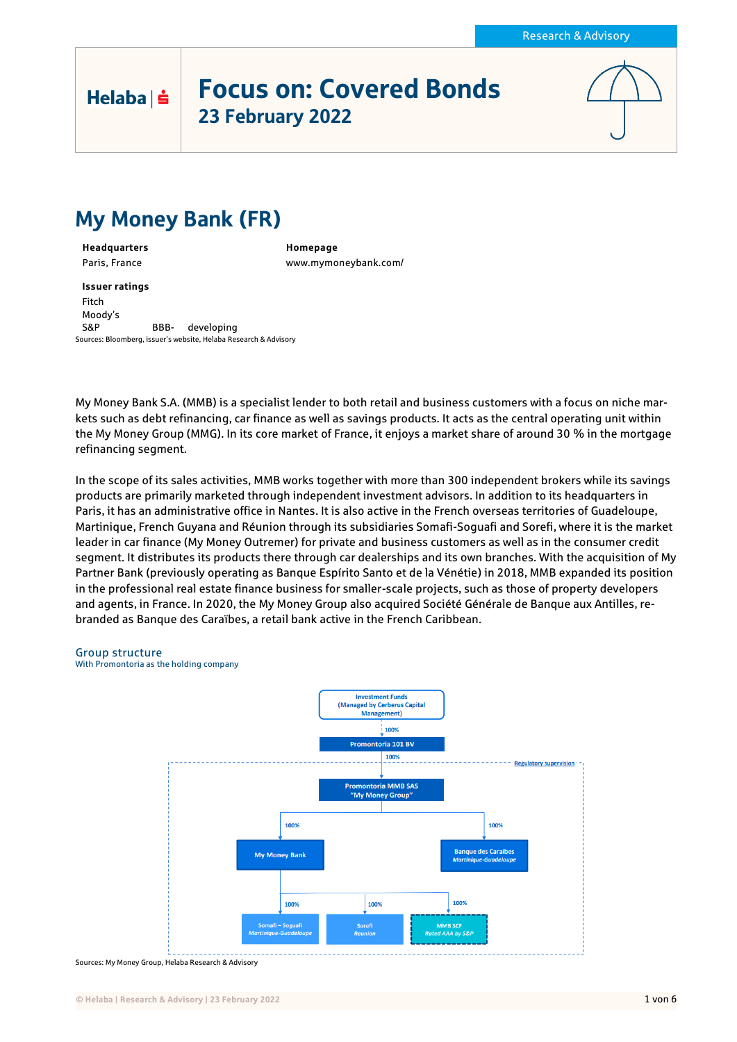# Focus on: Covered Bonds
## 23 February 2022

# My Money Bank (FR)

**Headquarters**
Paris, France

**Homepage**
www.mymoneybank.com/

**Issuer ratings**

| | | |
|---|---|---|
| Fitch | | |
| Moody's | | |
| S&P | BBB- | developing |

Sources: Bloomberg, issuer's website, Helaba Research & Advisory

My Money Bank S.A. (MMB) is a specialist lender to both retail and business customers with a focus on niche markets such as debt refinancing, car finance as well as savings products. It acts as the central operating unit within the My Money Group (MMG). In its core market of France, it enjoys a market share of around 30 % in the mortgage refinancing segment.

In the scope of its sales activities, MMB works together with more than 300 independent brokers while its savings products are primarily marketed through independent investment advisors. In addition to its headquarters in Paris, it has an administrative office in Nantes. It is also active in the French overseas territories of Guadeloupe, Martinique, French Guyana and Réunion through its subsidiaries Somafi-Soguafi and Sorefi, where it is the market leader in car finance (My Money Outremer) for private and business customers as well as in the consumer credit segment. It distributes its products there through car dealerships and its own branches. With the acquisition of My Partner Bank (previously operating as Banque Espírito Santo et de la Vénétie) in 2018, MMB expanded its position in the professional real estate finance business for smaller-scale projects, such as those of property developers and agents, in France. In 2020, the My Money Group also acquired Société Générale de Banque aux Antilles, rebranded as Banque des Caraïbes, a retail bank active in the French Caribbean.

### Group structure
With Promontoria as the holding company

Investment Funds (Managed by Cerberus Capital Management)
→ 100% → Promontoria 101 BV
→ 100% → Promontoria MMB SAS "My Money Group" (Regulatory supervision)
→ 100% → My Money Bank
→ 100% → Banque des Caraibes *Martinique-Guadeloupe*

My Money Bank:
→ 100% → Somafi – Soguafi *Martinique-Guadeloupe*
→ 100% → Sorefi *Reunion*
→ 100% → MMB SCF *Rated AAA by S&P*

Sources: My Money Group, Helaba Research & Advisory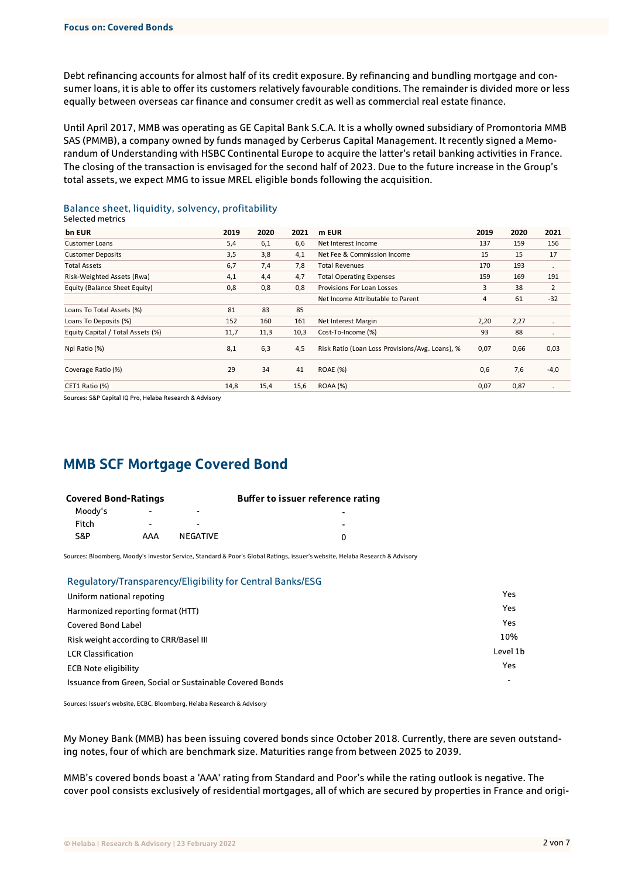Debt refinancing accounts for almost half of its credit exposure. By refinancing and bundling mortgage and consumer loans, it is able to offer its customers relatively favourable conditions. The remainder is divided more or less equally between overseas car finance and consumer credit as well as commercial real estate finance.

Until April 2017, MMB was operating as GE Capital Bank S.C.A. It is a wholly owned subsidiary of Promontoria MMB SAS (PMMB), a company owned by funds managed by Cerberus Capital Management. It recently signed a Memorandum of Understanding with HSBC Continental Europe to acquire the latter's retail banking activities in France. The closing of the transaction is envisaged for the second half of 2023. Due to the future increase in the Group's total assets, we expect MMG to issue MREL eligible bonds following the acquisition.

### Balance sheet, liquidity, solvency, profitability

Selected metrics

| bn EUR | 2019 | 2020 | 2021 | m EUR | 2019 | 2020 | 2021 |
|---|---|---|---|---|---|---|---|
| Customer Loans | 5,4 | 6,1 | 6,6 | Net Interest Income | 137 | 159 | 156 |
| Customer Deposits | 3,5 | 3,8 | 4,1 | Net Fee & Commission Income | 15 | 15 | 17 |
| Total Assets | 6,7 | 7,4 | 7,8 | Total Revenues | 170 | 193 | . |
| Risk-Weighted Assets (Rwa) | 4,1 | 4,4 | 4,7 | Total Operating Expenses | 159 | 169 | 191 |
| Equity (Balance Sheet Equity) | 0,8 | 0,8 | 0,8 | Provisions For Loan Losses | 3 | 38 | 2 |
| | | | | Net Income Attributable to Parent | 4 | 61 | -32 |
| Loans To Total Assets (%) | 81 | 83 | 85 | | | | |
| Loans To Deposits (%) | 152 | 160 | 161 | Net Interest Margin | 2,20 | 2,27 | . |
| Equity Capital / Total Assets (%) | 11,7 | 11,3 | 10,3 | Cost-To-Income (%) | 93 | 88 | . |
| Npl Ratio (%) | 8,1 | 6,3 | 4,5 | Risk Ratio (Loan Loss Provisions/Avg. Loans), % | 0,07 | 0,66 | 0,03 |
| Coverage Ratio (%) | 29 | 34 | 41 | ROAE (%) | 0,6 | 7,6 | -4,0 |
| CET1 Ratio (%) | 14,8 | 15,4 | 15,6 | ROAA (%) | 0,07 | 0,87 | . |

Sources: S&P Capital IQ Pro, Helaba Research & Advisory

## MMB SCF Mortgage Covered Bond

| Covered Bond-Ratings | | | Buffer to issuer reference rating |
|---|---|---|---|
| Moody's | - | - | - |
| Fitch | - | - | - |
| S&P | AAA | NEGATIVE | 0 |

Sources: Bloomberg, Moody's Investor Service, Standard & Poor's Global Ratings, issuer's website, Helaba Research & Advisory

### Regulatory/Transparency/Eligibility for Central Banks/ESG

| | |
|---|---|
| Uniform national repoting | Yes |
| Harmonized reporting format (HTT) | Yes |
| Covered Bond Label | Yes |
| Risk weight according to CRR/Basel III | 10% |
| LCR Classification | Level 1b |
| ECB Note eligibility | Yes |
| Issuance from Green, Social or Sustainable Covered Bonds | - |

Sources: issuer's website, ECBC, Bloomberg, Helaba Research & Advisory

My Money Bank (MMB) has been issuing covered bonds since October 2018. Currently, there are seven outstanding notes, four of which are benchmark size. Maturities range from between 2025 to 2039.

MMB's covered bonds boast a 'AAA' rating from Standard and Poor's while the rating outlook is negative. The cover pool consists exclusively of residential mortgages, all of which are secured by properties in France and origi-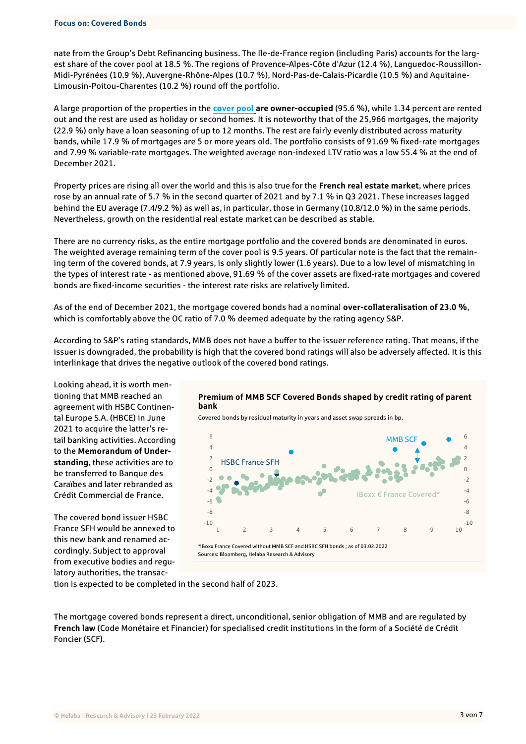nate from the Group's Debt Refinancing business. The Ile-de-France region (including Paris) accounts for the largest share of the cover pool at 18.5 %. The regions of Provence-Alpes-Côte d'Azur (12.4 %), Languedoc-Roussillon-Midi-Pyrénées (10.9 %), Auvergne-Rhône-Alpes (10.7 %), Nord-Pas-de-Calais-Picardie (10.5 %) and Aquitaine-Limousin-Poitou-Charentes (10.2 %) round off the portfolio.

A large proportion of the properties in the cover pool **are owner-occupied** (95.6 %), while 1.34 percent are rented out and the rest are used as holiday or second homes. It is noteworthy that of the 25,966 mortgages, the majority (22.9 %) only have a loan seasoning of up to 12 months. The rest are fairly evenly distributed across maturity bands, while 17.9 % of mortgages are 5 or more years old. The portfolio consists of 91.69 % fixed-rate mortgages and 7.99 % variable-rate mortgages. The weighted average non-indexed LTV ratio was a low 55.4 % at the end of December 2021.

Property prices are rising all over the world and this is also true for the **French real estate market**, where prices rose by an annual rate of 5.7 % in the second quarter of 2021 and by 7.1 % in Q3 2021. These increases lagged behind the EU average (7.4/9.2 %) as well as, in particular, those in Germany (10.8/12.0 %) in the same periods. Nevertheless, growth on the residential real estate market can be described as stable.

There are no currency risks, as the entire mortgage portfolio and the covered bonds are denominated in euros. The weighted average remaining term of the cover pool is 9.5 years. Of particular note is the fact that the remaining term of the covered bonds, at 7.9 years, is only slightly lower (1.6 years). Due to a low level of mismatching in the types of interest rate - as mentioned above, 91.69 % of the cover assets are fixed-rate mortgages and covered bonds are fixed-income securities - the interest rate risks are relatively limited.

As of the end of December 2021, the mortgage covered bonds had a nominal **over-collateralisation of 23.0 %**, which is comfortably above the OC ratio of 7.0 % deemed adequate by the rating agency S&P.

According to S&P's rating standards, MMB does not have a buffer to the issuer reference rating. That means, if the issuer is downgraded, the probability is high that the covered bond ratings will also be adversely affected. It is this interlinkage that drives the negative outlook of the covered bond ratings.

Looking ahead, it is worth mentioning that MMB reached an agreement with HSBC Continental Europe S.A. (HBCE) in June 2021 to acquire the latter's retail banking activities. According to the **Memorandum of Understanding**, these activities are to be transferred to Banque des Caraïbes and later rebranded as Crédit Commercial de France.

The covered bond issuer HSBC France SFH would be annexed to this new bank and renamed accordingly. Subject to approval from executive bodies and regulatory authorities, the transaction is expected to be completed in the second half of 2023.

**Premium of MMB SCF Covered Bonds shaped by credit rating of parent bank**

Covered bonds by residual maturity in years and asset swap spreads in bp.

*iBoxx France Covered without MMB SCF and HSBC SFH bonds ; as of 03.02.2022
Sources: Bloomberg, Helaba Research & Advisory

The mortgage covered bonds represent a direct, unconditional, senior obligation of MMB and are regulated by **French law** (Code Monétaire et Financier) for specialised credit institutions in the form of a Société de Crédit Foncier (SCF).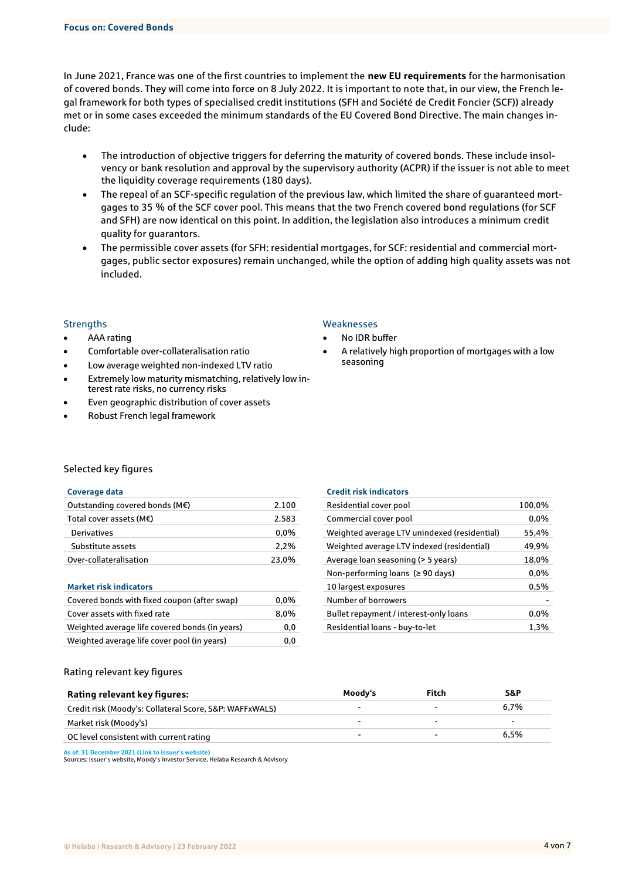In June 2021, France was one of the first countries to implement the **new EU requirements** for the harmonisation of covered bonds. They will come into force on 8 July 2022. It is important to note that, in our view, the French legal framework for both types of specialised credit institutions (SFH and Société de Credit Foncier (SCF)) already met or in some cases exceeded the minimum standards of the EU Covered Bond Directive. The main changes include:

- The introduction of objective triggers for deferring the maturity of covered bonds. These include insolvency or bank resolution and approval by the supervisory authority (ACPR) if the issuer is not able to meet the liquidity coverage requirements (180 days).
- The repeal of an SCF-specific regulation of the previous law, which limited the share of guaranteed mortgages to 35 % of the SCF cover pool. This means that the two French covered bond regulations (for SCF and SFH) are now identical on this point. In addition, the legislation also introduces a minimum credit quality for guarantors.
- The permissible cover assets (for SFH: residential mortgages, for SCF: residential and commercial mortgages, public sector exposures) remain unchanged, while the option of adding high quality assets was not included.

### Strengths

- AAA rating
- Comfortable over-collateralisation ratio
- Low average weighted non-indexed LTV ratio
- Extremely low maturity mismatching, relatively low interest rate risks, no currency risks
- Even geographic distribution of cover assets
- Robust French legal framework

### Weaknesses

- No IDR buffer
- A relatively high proportion of mortgages with a low seasoning

## Selected key figures

| Coverage data | |
|---|---|
| Outstanding covered bonds (M€) | 2.100 |
| Total cover assets (M€) | 2.583 |
| Derivatives | 0,0% |
| Substitute assets | 2,2% |
| Over-collateralisation | 23,0% |

| Market risk indicators | |
|---|---|
| Covered bonds with fixed coupon (after swap) | 0,0% |
| Cover assets with fixed rate | 8,0% |
| Weighted average life covered bonds (in years) | 0,0 |
| Weighted average life cover pool (in years) | 0,0 |

| Credit risk indicators | |
|---|---|
| Residential cover pool | 100,0% |
| Commercial cover pool | 0,0% |
| Weighted average LTV unindexed (residential) | 55,4% |
| Weighted average LTV indexed (residential) | 49,9% |
| Average loan seasoning (> 5 years) | 18,0% |
| Non-performing loans (≥ 90 days) | 0,0% |
| 10 largest exposures | 0,5% |
| Number of borrowers | - |
| Bullet repayment / interest-only loans | 0,0% |
| Residential loans - buy-to-let | 1,3% |

## Rating relevant key figures

| Rating relevant key figures: | Moody's | Fitch | S&P |
|---|---|---|---|
| Credit risk (Moody's: Collateral Score, S&P: WAFFxWALS) | - | - | 6,7% |
| Market risk (Moody's) | - | - | - |
| OC level consistent with current rating | - | - | 6,5% |

As of: 31 December 2021 (Link to issuer's website)
Sources: issuer's website, Moody's Investor Service, Helaba Research & Advisory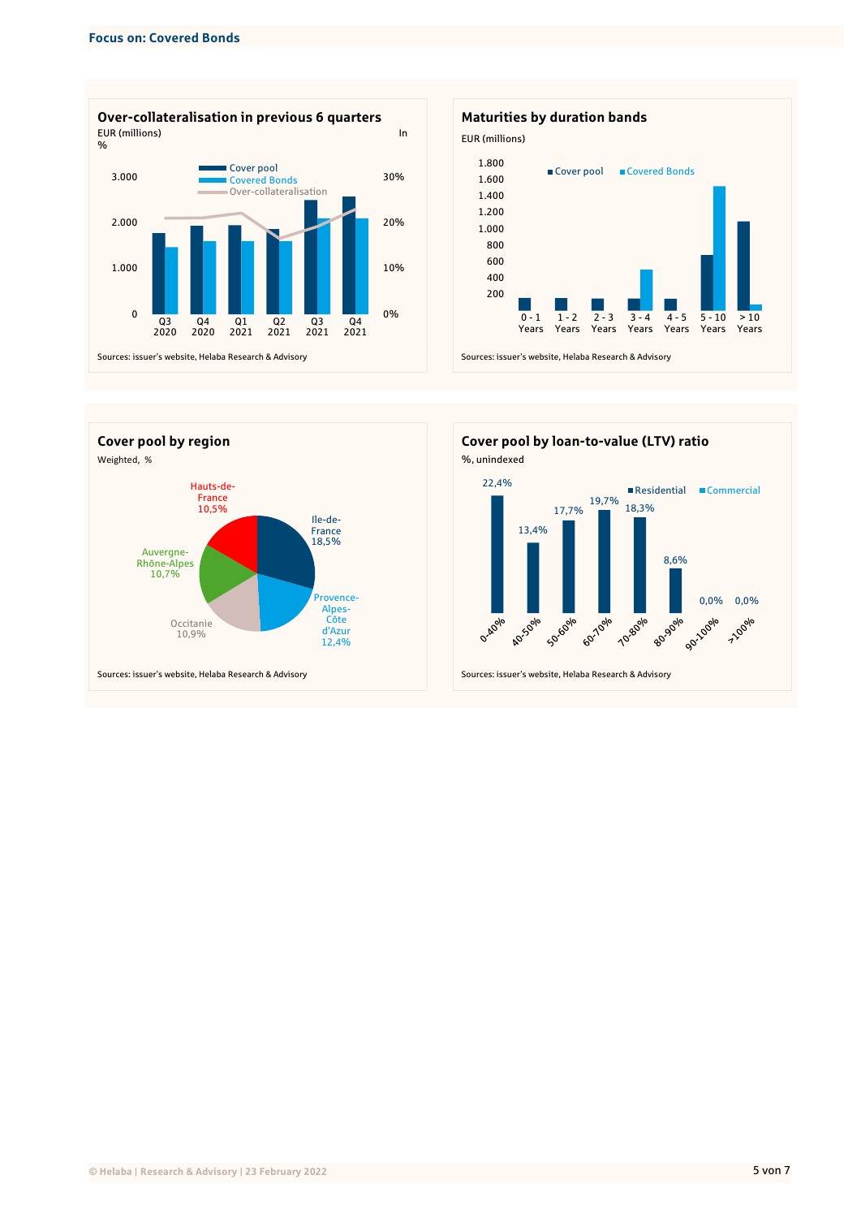### Over-collateralisation in previous 6 quarters

EUR (millions) / In %

| | Q3 2020 | Q4 2020 | Q1 2021 | Q2 2021 | Q3 2021 | Q4 2021 |
|---|---|---|---|---|---|---|
| Cover pool | | | | | | |
| Covered Bonds | | | | | | |
| Over-collateralisation | | | | | | |

Sources: issuer's website, Helaba Research & Advisory

### Maturities by duration bands

EUR (millions)

| | 0 - 1 Years | 1 - 2 Years | 2 - 3 Years | 3 - 4 Years | 4 - 5 Years | 5 - 10 Years | > 10 Years |
|---|---|---|---|---|---|---|---|
| Cover pool | | | | | | | |
| Covered Bonds | | | | | | | |

Sources: issuer's website, Helaba Research & Advisory

### Cover pool by region

Weighted, %

| Region | % |
|---|---|
| Ile-de-France | 18,5% |
| Provence-Alpes-Côte d'Azur | 12,4% |
| Occitanie | 10,9% |
| Auvergne-Rhône-Alpes | 10,7% |
| Hauts-de-France | 10,5% |

Sources: issuer's website, Helaba Research & Advisory

### Cover pool by loan-to-value (LTV) ratio

%, unindexed

| LTV | Residential | Commercial |
|---|---|---|
| 0-40% | 22,4% | |
| 40-50% | 13,4% | |
| 50-60% | 17,7% | |
| 60-70% | 19,7% | |
| 70-80% | 18,3% | |
| 80-90% | 8,6% | |
| 90-100% | 0,0% | |
| >100% | 0,0% | |

Sources: issuer's website, Helaba Research & Advisory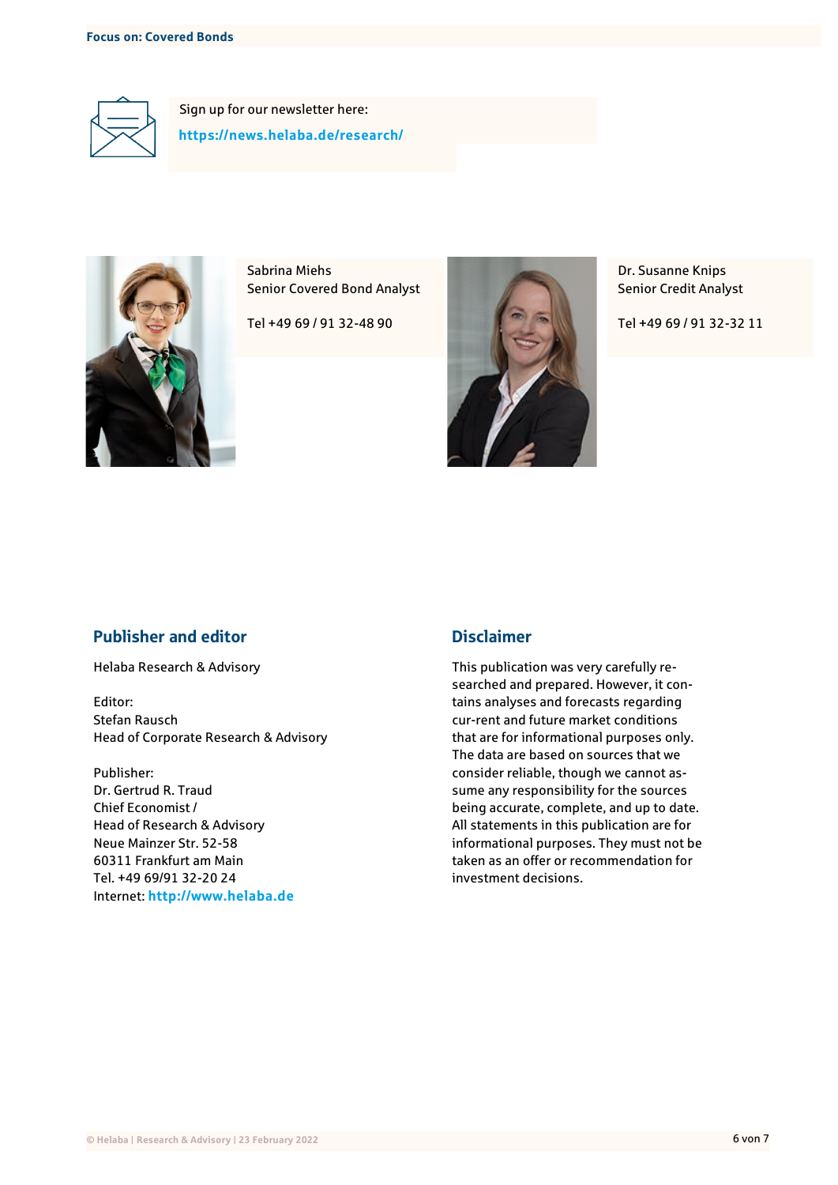Sign up for our newsletter here:

**https://news.helaba.de/research/**

Sabrina Miehs
Senior Covered Bond Analyst

Tel +49 69 / 91 32-48 90

Dr. Susanne Knips
Senior Credit Analyst

Tel +49 69 / 91 32-32 11

## Publisher and editor

Helaba Research & Advisory

Editor:
Stefan Rausch
Head of Corporate Research & Advisory

Publisher:
Dr. Gertrud R. Traud
Chief Economist /
Head of Research & Advisory
Neue Mainzer Str. 52-58
60311 Frankfurt am Main
Tel. +49 69/91 32-20 24
Internet: **http://www.helaba.de**

## Disclaimer

This publication was very carefully researched and prepared. However, it contains analyses and forecasts regarding cur-rent and future market conditions that are for informational purposes only. The data are based on sources that we consider reliable, though we cannot assume any responsibility for the sources being accurate, complete, and up to date. All statements in this publication are for informational purposes. They must not be taken as an offer or recommendation for investment decisions.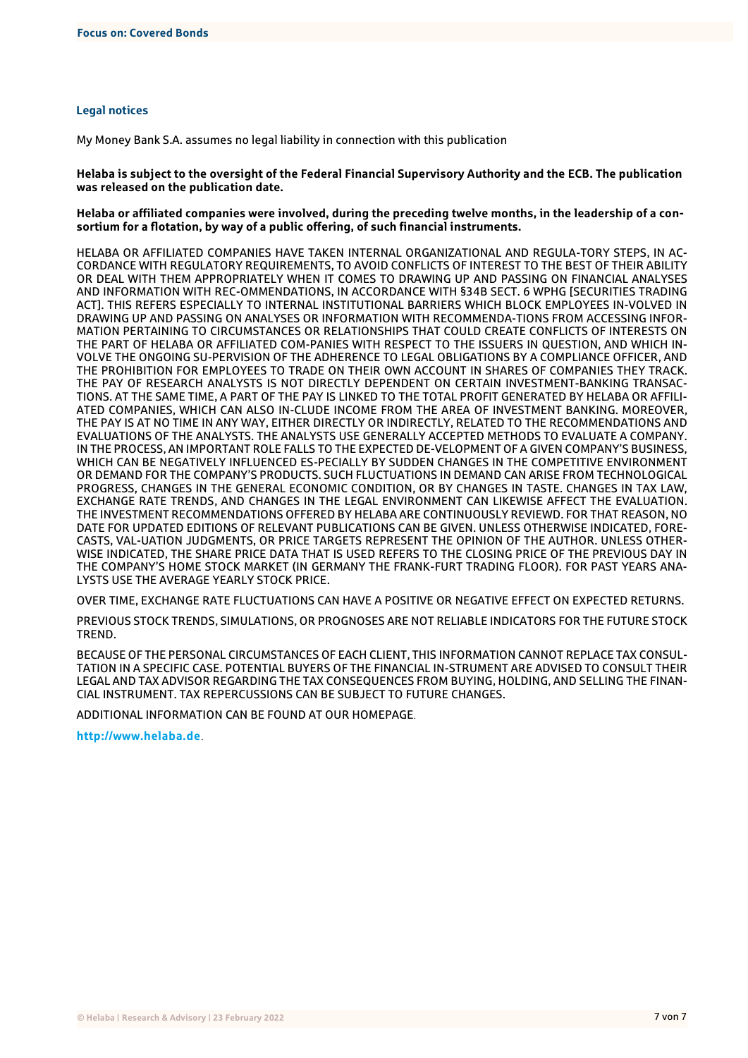## Legal notices

My Money Bank S.A. assumes no legal liability in connection with this publication

**Helaba is subject to the oversight of the Federal Financial Supervisory Authority and the ECB. The publication was released on the publication date.**

**Helaba or affiliated companies were involved, during the preceding twelve months, in the leadership of a consortium for a flotation, by way of a public offering, of such financial instruments.**

HELABA OR AFFILIATED COMPANIES HAVE TAKEN INTERNAL ORGANIZATIONAL AND REGULA-TORY STEPS, IN ACCORDANCE WITH REGULATORY REQUIREMENTS, TO AVOID CONFLICTS OF INTEREST TO THE BEST OF THEIR ABILITY OR DEAL WITH THEM APPROPRIATELY WHEN IT COMES TO DRAWING UP AND PASSING ON FINANCIAL ANALYSES AND INFORMATION WITH REC-OMMENDATIONS, IN ACCORDANCE WITH §34B SECT. 6 WPHG [SECURITIES TRADING ACT]. THIS REFERS ESPECIALLY TO INTERNAL INSTITUTIONAL BARRIERS WHICH BLOCK EMPLOYEES IN-VOLVED IN DRAWING UP AND PASSING ON ANALYSES OR INFORMATION WITH RECOMMENDA-TIONS FROM ACCESSING INFORMATION PERTAINING TO CIRCUMSTANCES OR RELATIONSHIPS THAT COULD CREATE CONFLICTS OF INTERESTS ON THE PART OF HELABA OR AFFILIATED COM-PANIES WITH RESPECT TO THE ISSUERS IN QUESTION, AND WHICH IN-VOLVE THE ONGOING SU-PERVISION OF THE ADHERENCE TO LEGAL OBLIGATIONS BY A COMPLIANCE OFFICER, AND THE PROHIBITION FOR EMPLOYEES TO TRADE ON THEIR OWN ACCOUNT IN SHARES OF COMPANIES THEY TRACK. THE PAY OF RESEARCH ANALYSTS IS NOT DIRECTLY DEPENDENT ON CERTAIN INVESTMENT-BANKING TRANSACTIONS. AT THE SAME TIME, A PART OF THE PAY IS LINKED TO THE TOTAL PROFIT GENERATED BY HELABA OR AFFILIATED COMPANIES, WHICH CAN ALSO IN-CLUDE INCOME FROM THE AREA OF INVESTMENT BANKING. MOREOVER, THE PAY IS AT NO TIME IN ANY WAY, EITHER DIRECTLY OR INDIRECTLY, RELATED TO THE RECOMMENDATIONS AND EVALUATIONS OF THE ANALYSTS. THE ANALYSTS USE GENERALLY ACCEPTED METHODS TO EVALUATE A COMPANY. IN THE PROCESS, AN IMPORTANT ROLE FALLS TO THE EXPECTED DE-VELOPMENT OF A GIVEN COMPANY'S BUSINESS, WHICH CAN BE NEGATIVELY INFLUENCED ES-PECIALLY BY SUDDEN CHANGES IN THE COMPETITIVE ENVIRONMENT OR DEMAND FOR THE COMPANY'S PRODUCTS. SUCH FLUCTUATIONS IN DEMAND CAN ARISE FROM TECHNOLOGICAL PROGRESS, CHANGES IN THE GENERAL ECONOMIC CONDITION, OR BY CHANGES IN TASTE. CHANGES IN TAX LAW, EXCHANGE RATE TRENDS, AND CHANGES IN THE LEGAL ENVIRONMENT CAN LIKEWISE AFFECT THE EVALUATION. THE INVESTMENT RECOMMENDATIONS OFFERED BY HELABA ARE CONTINUOUSLY REVIEWD. FOR THAT REASON, NO DATE FOR UPDATED EDITIONS OF RELEVANT PUBLICATIONS CAN BE GIVEN. UNLESS OTHERWISE INDICATED, FORECASTS, VAL-UATION JUDGMENTS, OR PRICE TARGETS REPRESENT THE OPINION OF THE AUTHOR. UNLESS OTHERWISE INDICATED, THE SHARE PRICE DATA THAT IS USED REFERS TO THE CLOSING PRICE OF THE PREVIOUS DAY IN THE COMPANY'S HOME STOCK MARKET (IN GERMANY THE FRANK-FURT TRADING FLOOR). FOR PAST YEARS ANALYSTS USE THE AVERAGE YEARLY STOCK PRICE.

OVER TIME, EXCHANGE RATE FLUCTUATIONS CAN HAVE A POSITIVE OR NEGATIVE EFFECT ON EXPECTED RETURNS.

PREVIOUS STOCK TRENDS, SIMULATIONS, OR PROGNOSES ARE NOT RELIABLE INDICATORS FOR THE FUTURE STOCK TREND.

BECAUSE OF THE PERSONAL CIRCUMSTANCES OF EACH CLIENT, THIS INFORMATION CANNOT REPLACE TAX CONSULTATION IN A SPECIFIC CASE. POTENTIAL BUYERS OF THE FINANCIAL IN-STRUMENT ARE ADVISED TO CONSULT THEIR LEGAL AND TAX ADVISOR REGARDING THE TAX CONSEQUENCES FROM BUYING, HOLDING, AND SELLING THE FINANCIAL INSTRUMENT. TAX REPERCUSSIONS CAN BE SUBJECT TO FUTURE CHANGES.

ADDITIONAL INFORMATION CAN BE FOUND AT OUR HOMEPAGE.

**http://www.helaba.de**.